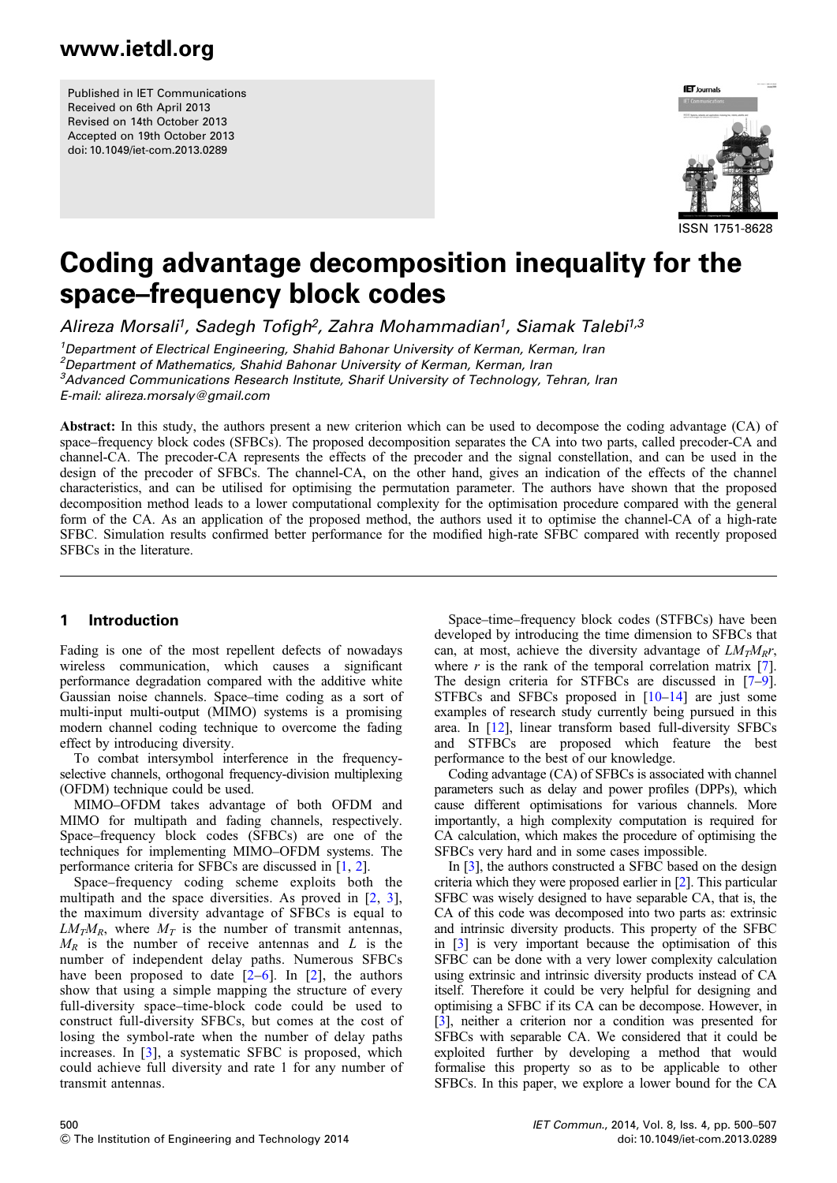Published in IET Communications
Received on 6th April 2013
Revised on 14th October 2013
Accepted on 19th October 2013
doi: 10.1049/iet-com.2013.0289

ISSN 1751-8628

# Coding advantage decomposition inequality for the space–frequency block codes

*Alireza Morsali[1], Sadegh Tofigh[2], Zahra Mohammadian[1], Siamak Talebi[1,3]*

[1]Department of Electrical Engineering, Shahid Bahonar University of Kerman, Kerman, Iran
[2]Department of Mathematics, Shahid Bahonar University of Kerman, Kerman, Iran
[3]Advanced Communications Research Institute, Sharif University of Technology, Tehran, Iran
E-mail: alireza.morsaly@gmail.com

**Abstract:** In this study, the authors present a new criterion which can be used to decompose the coding advantage (CA) of space–frequency block codes (SFBCs). The proposed decomposition separates the CA into two parts, called precoder-CA and channel-CA. The precoder-CA represents the effects of the precoder and the signal constellation, and can be used in the design of the precoder of SFBCs. The channel-CA, on the other hand, gives an indication of the effects of the channel characteristics, and can be utilised for optimising the permutation parameter. The authors have shown that the proposed decomposition method leads to a lower computational complexity for the optimisation procedure compared with the general form of the CA. As an application of the proposed method, the authors used it to optimise the channel-CA of a high-rate SFBC. Simulation results confirmed better performance for the modified high-rate SFBC compared with recently proposed SFBCs in the literature.

## 1 Introduction

Fading is one of the most repellent defects of nowadays wireless communication, which causes a significant performance degradation compared with the additive white Gaussian noise channels. Space–time coding as a sort of multi-input multi-output (MIMO) systems is a promising modern channel coding technique to overcome the fading effect by introducing diversity.

To combat intersymbol interference in the frequency-selective channels, orthogonal frequency-division multiplexing (OFDM) technique could be used.

MIMO–OFDM takes advantage of both OFDM and MIMO for multipath and fading channels, respectively. Space–frequency block codes (SFBCs) are one of the techniques for implementing MIMO–OFDM systems. The performance criteria for SFBCs are discussed in [1, 2].

Space–frequency coding scheme exploits both the multipath and the space diversities. As proved in [2, 3], the maximum diversity advantage of SFBCs is equal to $LM_TM_R$, where $M_T$ is the number of transmit antennas, $M_R$ is the number of receive antennas and $L$ is the number of independent delay paths. Numerous SFBCs have been proposed to date [2–6]. In [2], the authors show that using a simple mapping the structure of every full-diversity space–time-block code could be used to construct full-diversity SFBCs, but comes at the cost of losing the symbol-rate when the number of delay paths increases. In [3], a systematic SFBC is proposed, which could achieve full diversity and rate 1 for any number of transmit antennas.

Space–time–frequency block codes (STFBCs) have been developed by introducing the time dimension to SFBCs that can, at most, achieve the diversity advantage of $LM_TM_Rr$, where $r$ is the rank of the temporal correlation matrix [7]. The design criteria for STFBCs are discussed in [7–9]. STFBCs and SFBCs proposed in [10–14] are just some examples of research study currently being pursued in this area. In [12], linear transform based full-diversity SFBCs and STFBCs are proposed which feature the best performance to the best of our knowledge.

Coding advantage (CA) of SFBCs is associated with channel parameters such as delay and power profiles (DPPs), which cause different optimisations for various channels. More importantly, a high complexity computation is required for CA calculation, which makes the procedure of optimising the SFBCs very hard and in some cases impossible.

In [3], the authors constructed a SFBC based on the design criteria which they were proposed earlier in [2]. This particular SFBC was wisely designed to have separable CA, that is, the CA of this code was decomposed into two parts as: extrinsic and intrinsic diversity products. This property of the SFBC in [3] is very important because the optimisation of this SFBC can be done with a very lower complexity calculation using extrinsic and intrinsic diversity products instead of CA itself. Therefore it could be very helpful for designing and optimising a SFBC if its CA can be decompose. However, in [3], neither a criterion nor a condition was presented for SFBCs with separable CA. We considered that it could be exploited further by developing a method that would formalise this property so as to be applicable to other SFBCs. In this paper, we explore a lower bound for the CA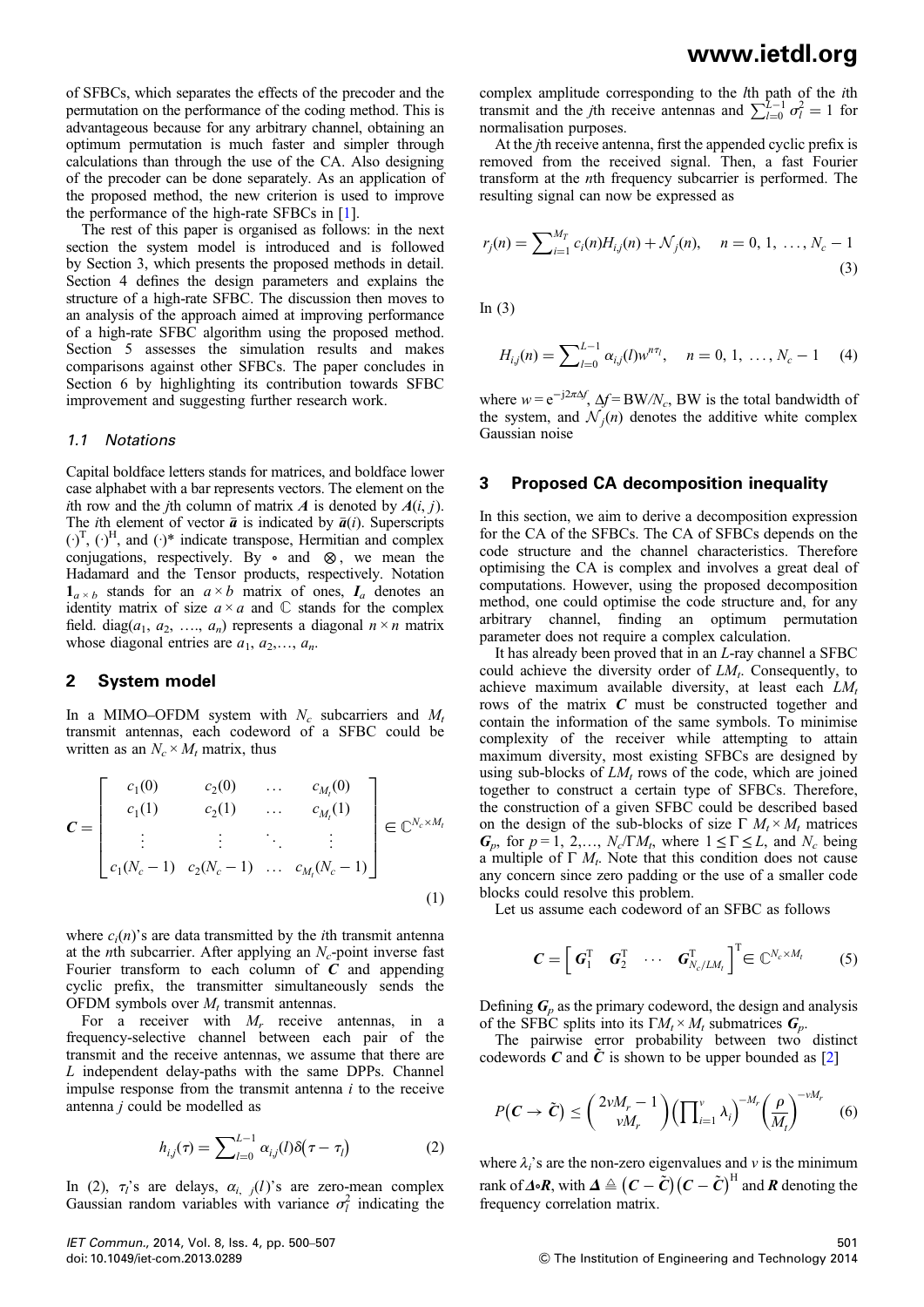of SFBCs, which separates the effects of the precoder and the permutation on the performance of the coding method. This is advantageous because for any arbitrary channel, obtaining an optimum permutation is much faster and simpler through calculations than through the use of the CA. Also designing of the precoder can be done separately. As an application of the proposed method, the new criterion is used to improve the performance of the high-rate SFBCs in [1].

The rest of this paper is organised as follows: in the next section the system model is introduced and is followed by Section 3, which presents the proposed methods in detail. Section 4 defines the design parameters and explains the structure of a high-rate SFBC. The discussion then moves to an analysis of the approach aimed at improving performance of a high-rate SFBC algorithm using the proposed method. Section 5 assesses the simulation results and makes comparisons against other SFBCs. The paper concludes in Section 6 by highlighting its contribution towards SFBC improvement and suggesting further research work.

### 1.1 Notations

Capital boldface letters stands for matrices, and boldface lower case alphabet with a bar represents vectors. The element on the $i$th row and the $j$th column of matrix $\boldsymbol{A}$ is denoted by $\boldsymbol{A}(i, j)$. The $i$th element of vector $\bar{\boldsymbol{a}}$ is indicated by $\bar{\boldsymbol{a}}(i)$. Superscripts $(\cdot)^{\mathrm{T}}$, $(\cdot)^{\mathrm{H}}$, and $(\cdot)^{*}$ indicate transpose, Hermitian and complex conjugations, respectively. By $\circ$ and $\otimes$, we mean the Hadamard and the Tensor products, respectively. Notation $\mathbf{1}_{a \times b}$ stands for an $a \times b$ matrix of ones, $\boldsymbol{I}_a$ denotes an identity matrix of size $a \times a$ and $\mathbb{C}$ stands for the complex field. $\mathrm{diag}(a_1, a_2, \ldots, a_n)$ represents a diagonal $n \times n$ matrix whose diagonal entries are $a_1, a_2, \ldots, a_n$.

## 2 System model

In a MIMO–OFDM system with $N_c$ subcarriers and $M_t$ transmit antennas, each codeword of a SFBC could be written as an $N_c \times M_t$ matrix, thus

$$\boldsymbol{C} = \begin{bmatrix} c_1(0) & c_2(0) & \ldots & c_{M_t}(0) \\ c_1(1) & c_2(1) & \ldots & c_{M_t}(1) \\ \vdots & \vdots & \ddots & \vdots \\ c_1(N_c - 1) & c_2(N_c - 1) & \ldots & c_{M_t}(N_c - 1) \end{bmatrix} \in \mathbb{C}^{N_c \times M_t} \quad (1)$$

where $c_i(n)$'s are data transmitted by the $i$th transmit antenna at the $n$th subcarrier. After applying an $N_c$-point inverse fast Fourier transform to each column of $\boldsymbol{C}$ and appending cyclic prefix, the transmitter simultaneously sends the OFDM symbols over $M_t$ transmit antennas.

For a receiver with $M_r$ receive antennas, in a frequency-selective channel between each pair of the transmit and the receive antennas, we assume that there are $L$ independent delay-paths with the same DPPs. Channel impulse response from the transmit antenna $i$ to the receive antenna $j$ could be modelled as

$$h_{i,j}(\tau) = \sum_{l=0}^{L-1} \alpha_{i,j}(l)\delta(\tau - \tau_l) \quad (2)$$

In (2), $\tau_l$'s are delays, $\alpha_{i,j}(l)$'s are zero-mean complex Gaussian random variables with variance $\sigma_l^2$ indicating the complex amplitude corresponding to the $l$th path of the $i$th transmit and the $j$th receive antennas and $\sum_{l=0}^{L-1} \sigma_l^2 = 1$ for normalisation purposes.

At the $j$th receive antenna, first the appended cyclic prefix is removed from the received signal. Then, a fast Fourier transform at the $n$th frequency subcarrier is performed. The resulting signal can now be expressed as

$$r_j(n) = \sum_{i=1}^{M_T} c_i(n) H_{i,j}(n) + \mathcal{N}_j(n), \quad n = 0, 1, \ldots, N_c - 1 \quad (3)$$

In (3)

$$H_{i,j}(n) = \sum_{l=0}^{L-1} \alpha_{i,j}(l) w^{n\tau_l}, \quad n = 0, 1, \ldots, N_c - 1 \quad (4)$$

where $w = \mathrm{e}^{-\mathrm{j}2\pi\Delta f}$, $\Delta f = \mathrm{BW}/N_c$, BW is the total bandwidth of the system, and $\mathcal{N}_j(n)$ denotes the additive white complex Gaussian noise

## 3 Proposed CA decomposition inequality

In this section, we aim to derive a decomposition expression for the CA of the SFBCs. The CA of SFBCs depends on the code structure and the channel characteristics. Therefore optimising the CA is complex and involves a great deal of computations. However, using the proposed decomposition method, one could optimise the code structure and, for any arbitrary channel, finding an optimum permutation parameter does not require a complex calculation.

It has already been proved that in an $L$-ray channel a SFBC could achieve the diversity order of $LM_t$. Consequently, to achieve maximum available diversity, at least each $LM_t$ rows of the matrix $\boldsymbol{C}$ must be constructed together and contain the information of the same symbols. To minimise complexity of the receiver while attempting to attain maximum diversity, most existing SFBCs are designed by using sub-blocks of $LM_t$ rows of the code, which are joined together to construct a certain type of SFBCs. Therefore, the construction of a given SFBC could be described based on the design of the sub-blocks of size $\Gamma M_t \times M_t$ matrices $\boldsymbol{G}_p$, for $p = 1, 2, \ldots, N_c/\Gamma M_t$, where $1 \le \Gamma \le L$, and $N_c$ being a multiple of $\Gamma M_t$. Note that this condition does not cause any concern since zero padding or the use of a smaller code blocks could resolve this problem.

Let us assume each codeword of an SFBC as follows

$$\boldsymbol{C} = \begin{bmatrix} \boldsymbol{G}_1^{\mathrm{T}} & \boldsymbol{G}_2^{\mathrm{T}} & \cdots & \boldsymbol{G}_{N_c/LM_t}^{\mathrm{T}} \end{bmatrix}^{\mathrm{T}} \in \mathbb{C}^{N_c \times M_t} \quad (5)$$

Defining $\boldsymbol{G}_p$ as the primary codeword, the design and analysis of the SFBC splits into its $\Gamma M_t \times M_t$ submatrices $\boldsymbol{G}_p$.

The pairwise error probability between two distinct codewords $\boldsymbol{C}$ and $\tilde{\boldsymbol{C}}$ is shown to be upper bounded as [2]

$$P(\boldsymbol{C} \to \tilde{\boldsymbol{C}}) \le \binom{2vM_r - 1}{vM_r} \left(\prod_{i=1}^{v} \lambda_i\right)^{-M_r} \left(\frac{\rho}{M_t}\right)^{-vM_r} \quad (6)$$

where $\lambda_i$'s are the non-zero eigenvalues and $v$ is the minimum rank of $\boldsymbol{\Delta} \circ \boldsymbol{R}$, with $\boldsymbol{\Delta} \triangleq (\boldsymbol{C} - \tilde{\boldsymbol{C}})(\boldsymbol{C} - \tilde{\boldsymbol{C}})^{\mathrm{H}}$ and $\boldsymbol{R}$ denoting the frequency correlation matrix.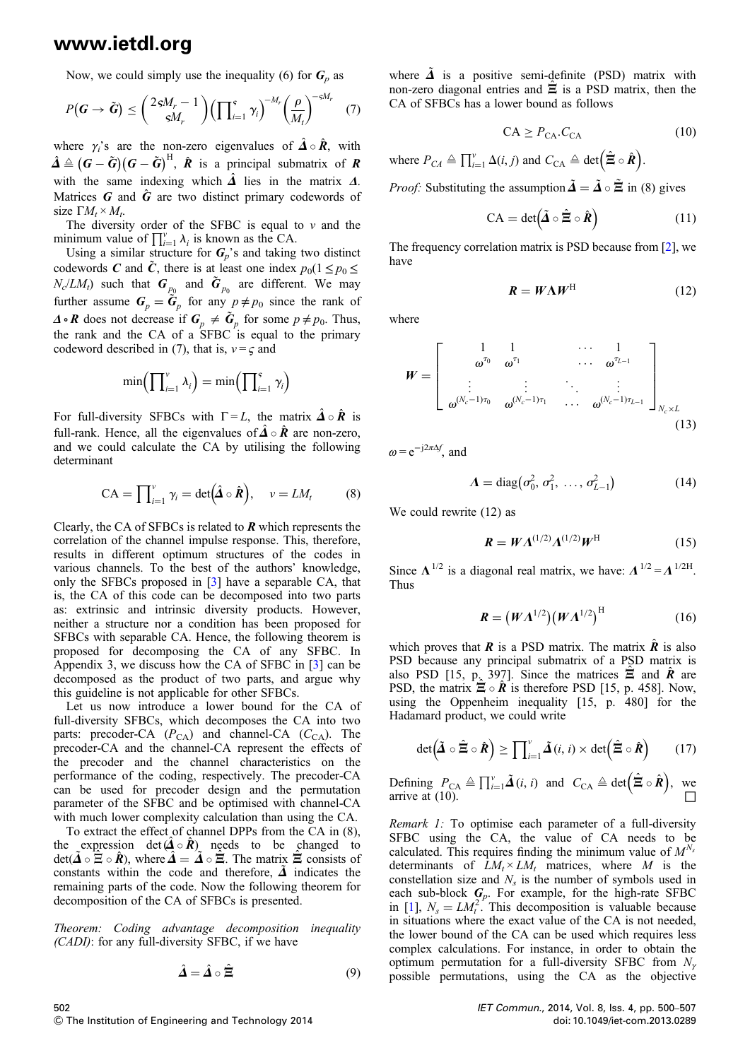Now, we could simply use the inequality (6) for $\boldsymbol{G}_p$ as

$$P(\boldsymbol{G} \to \tilde{\boldsymbol{G}}) \leq \binom{2\varsigma M_r - 1}{\varsigma M_r}\left(\prod_{i=1}^{\varsigma} \gamma_i\right)^{-M_r}\left(\frac{\rho}{M_t}\right)^{-\varsigma M_r} \quad (7)$$

where $\gamma_i$'s are the non-zero eigenvalues of $\hat{\boldsymbol{\Delta}} \circ \hat{\boldsymbol{R}}$, with $\hat{\boldsymbol{\Delta}} \triangleq (\boldsymbol{G} - \tilde{\boldsymbol{G}})(\boldsymbol{G} - \tilde{\boldsymbol{G}})^{\mathrm{H}}$, $\hat{\boldsymbol{R}}$ is a principal submatrix of $\boldsymbol{R}$ with the same indexing which $\hat{\boldsymbol{\Delta}}$ lies in the matrix $\boldsymbol{\Delta}$. Matrices $\boldsymbol{G}$ and $\hat{\boldsymbol{G}}$ are two distinct primary codewords of size $\Gamma M_t \times M_t$.

The diversity order of the SFBC is equal to $v$ and the minimum value of $\prod_{i=1}^{v} \lambda_i$ is known as the CA.

Using a similar structure for $\boldsymbol{G}_p$'s and taking two distinct codewords $\boldsymbol{C}$ and $\tilde{\boldsymbol{C}}$, there is at least one index $p_0 (1 \leq p_0 \leq N_c/LM_t)$ such that $\boldsymbol{G}_{p_0}$ and $\tilde{\boldsymbol{G}}_{p_0}$ are different. We may further assume $\boldsymbol{G}_p = \tilde{\boldsymbol{G}}_p$ for any $p \neq p_0$ since the rank of $\boldsymbol{\Delta} \circ \boldsymbol{R}$ does not decrease if $\boldsymbol{G}_p \neq \tilde{\boldsymbol{G}}_p$ for some $p \neq p_0$. Thus, the rank and the CA of a SFBC is equal to the primary codeword described in (7), that is, $v = \varsigma$ and

$$\min\left(\prod_{i=1}^{v} \lambda_i\right) = \min\left(\prod_{i=1}^{\varsigma} \gamma_i\right)$$

For full-diversity SFBCs with $\Gamma = L$, the matrix $\hat{\boldsymbol{\Delta}} \circ \hat{\boldsymbol{R}}$ is full-rank. Hence, all the eigenvalues of $\hat{\boldsymbol{\Delta}} \circ \hat{\boldsymbol{R}}$ are non-zero, and we could calculate the CA by utilising the following determinant

$$\mathrm{CA} = \prod_{i=1}^{v} \gamma_i = \det\left(\hat{\boldsymbol{\Delta}} \circ \hat{\boldsymbol{R}}\right), \quad v = LM_t \quad (8)$$

Clearly, the CA of SFBCs is related to $\boldsymbol{R}$ which represents the correlation of the channel impulse response. This, therefore, results in different optimum structures of the codes in various channels. To the best of the authors' knowledge, only the SFBCs proposed in [3] have a separable CA, that is, the CA of this code can be decomposed into two parts as: extrinsic and intrinsic diversity products. However, neither a structure nor a condition has been proposed for SFBCs with separable CA. Hence, the following theorem is proposed for decomposing the CA of any SFBC. In Appendix 3, we discuss how the CA of SFBC in [3] can be decomposed as the product of two parts, and argue why this guideline is not applicable for other SFBCs.

Let us now introduce a lower bound for the CA of full-diversity SFBCs, which decomposes the CA into two parts: precoder-CA ($P_{\mathrm{CA}}$) and channel-CA ($C_{\mathrm{CA}}$). The precoder-CA and the channel-CA represent the effects of the precoder and the channel characteristics on the performance of the coding, respectively. The precoder-CA can be used for precoder design and the permutation parameter of the SFBC and be optimised with channel-CA with much lower complexity calculation than using the CA.

To extract the effect of channel DPPs from the CA in (8), the expression $\det(\hat{\boldsymbol{\Delta}} \circ \hat{\boldsymbol{R}})$ needs to be changed to $\det(\tilde{\boldsymbol{\Delta}} \circ \hat{\boldsymbol{\Xi}} \circ \hat{\boldsymbol{R}})$, where $\hat{\boldsymbol{\Delta}} = \tilde{\boldsymbol{\Delta}} \circ \hat{\boldsymbol{\Xi}}$. The matrix $\hat{\boldsymbol{\Xi}}$ consists of constants within the code and therefore, $\tilde{\boldsymbol{\Delta}}$ indicates the remaining parts of the code. Now the following theorem for decomposition of the CA of SFBCs is presented.

*Theorem: Coding advantage decomposition inequality (CADI)*: for any full-diversity SFBC, if we have

$$\hat{\boldsymbol{\Delta}} = \tilde{\boldsymbol{\Delta}} \circ \hat{\boldsymbol{\Xi}} \quad (9)$$

where $\tilde{\boldsymbol{\Delta}}$ is a positive semi-definite (PSD) matrix with non-zero diagonal entries and $\hat{\boldsymbol{\Xi}}$ is a PSD matrix, then the CA of SFBCs has a lower bound as follows

$$\mathrm{CA} \geq P_{\mathrm{CA}}.C_{\mathrm{CA}} \quad (10)$$

where $P_{CA} \triangleq \prod_{i=1}^{v} \Delta(i, j)$ and $C_{\mathrm{CA}} \triangleq \det\left(\hat{\boldsymbol{\Xi}} \circ \hat{\boldsymbol{R}}\right)$.

*Proof:* Substituting the assumption $\hat{\boldsymbol{\Delta}} = \tilde{\boldsymbol{\Delta}} \circ \hat{\boldsymbol{\Xi}}$ in (8) gives

$$\mathrm{CA} = \det\left(\tilde{\boldsymbol{\Delta}} \circ \hat{\boldsymbol{\Xi}} \circ \hat{\boldsymbol{R}}\right) \quad (11)$$

The frequency correlation matrix is PSD because from [2], we have

$$\boldsymbol{R} = \boldsymbol{W}\boldsymbol{\Lambda}\boldsymbol{W}^{\mathrm{H}} \quad (12)$$

where

$$\boldsymbol{W} = \begin{bmatrix} 1 & 1 & \cdots & 1 \\ \omega^{\tau_0} & \omega^{\tau_1} & \cdots & \omega^{\tau_{L-1}} \\ \vdots & \vdots & \ddots & \vdots \\ \omega^{(N_c-1)\tau_0} & \omega^{(N_c-1)\tau_1} & \cdots & \omega^{(N_c-1)\tau_{L-1}} \end{bmatrix}_{N_c \times L} \quad (13)$$

$\omega = \mathrm{e}^{-\mathrm{j}2\pi\Delta f}$, and

$$\boldsymbol{\Lambda} = \mathrm{diag}\left(\sigma_0^2, \sigma_1^2, \ldots, \sigma_{L-1}^2\right) \quad (14)$$

We could rewrite (12) as

$$\boldsymbol{R} = \boldsymbol{W}\boldsymbol{\Lambda}^{(1/2)}\boldsymbol{\Lambda}^{(1/2)}\boldsymbol{W}^{\mathrm{H}} \quad (15)$$

Since $\boldsymbol{\Lambda}^{1/2}$ is a diagonal real matrix, we have: $\boldsymbol{\Lambda}^{1/2} = \boldsymbol{\Lambda}^{1/2\mathrm{H}}$. Thus

$$\boldsymbol{R} = \left(\boldsymbol{W}\boldsymbol{\Lambda}^{1/2}\right)\left(\boldsymbol{W}\boldsymbol{\Lambda}^{1/2}\right)^{\mathrm{H}} \quad (16)$$

which proves that $\boldsymbol{R}$ is a PSD matrix. The matrix $\hat{\boldsymbol{R}}$ is also PSD because any principal submatrix of a PSD matrix is also PSD [15, p. 397]. Since the matrices $\hat{\boldsymbol{\Xi}}$ and $\hat{\boldsymbol{R}}$ are PSD, the matrix $\hat{\boldsymbol{\Xi}} \circ \hat{\boldsymbol{R}}$ is therefore PSD [15, p. 458]. Now, using the Oppenheim inequality [15, p. 480] for the Hadamard product, we could write

$$\det\left(\tilde{\boldsymbol{\Delta}} \circ \hat{\boldsymbol{\Xi}} \circ \hat{\boldsymbol{R}}\right) \geq \prod_{i=1}^{v} \tilde{\boldsymbol{\Delta}}(i, i) \times \det\left(\hat{\boldsymbol{\Xi}} \circ \hat{\boldsymbol{R}}\right) \quad (17)$$

Defining $P_{\mathrm{CA}} \triangleq \prod_{i=1}^{v} \tilde{\boldsymbol{\Delta}}(i, i)$ and $C_{\mathrm{CA}} \triangleq \det\left(\hat{\boldsymbol{\Xi}} \circ \hat{\boldsymbol{R}}\right)$, we arrive at (10). □

*Remark 1:* To optimise each parameter of a full-diversity SFBC using the CA, the value of CA needs to be calculated. This requires finding the minimum value of $M^{N_s}$ determinants of $LM_t \times LM_t$ matrices, where $M$ is the constellation size and $N_s$ is the number of symbols used in each sub-block $\boldsymbol{G}_p$. For example, for the high-rate SFBC in [1], $N_s = LM_t^2$. This decomposition is valuable because in situations where the exact value of the CA is not needed, the lower bound of the CA can be used which requires less complex calculations. For instance, in order to obtain the optimum permutation for a full-diversity SFBC from $N_\gamma$ possible permutations, using the CA as the objective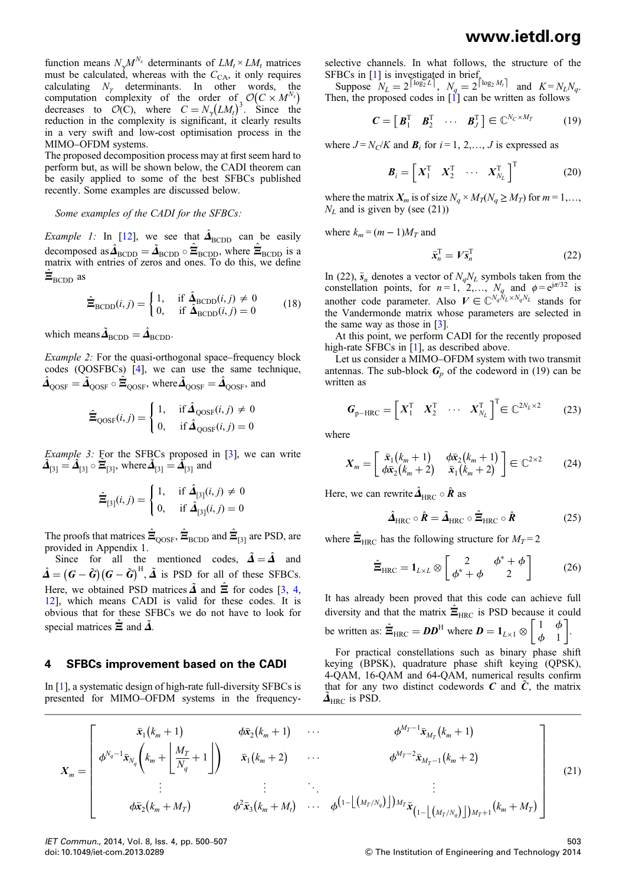function means $N_\gamma M^{N_s}$ determinants of $LM_t \times LM_t$ matrices must be calculated, whereas with the $C_{\text{CA}}$, it only requires calculating $N_\gamma$ determinants. In other words, the computation complexity of the order of $\mathcal{O}(C \times M^{N_s})$ decreases to $\mathcal{O}(\text{C})$, where $C = N_\gamma(LM_t)^3$. Since the reduction in the complexity is significant, it clearly results in a very swift and low-cost optimisation process in the MIMO–OFDM systems.

The proposed decomposition process may at first seem hard to perform but, as will be shown below, the CADI theorem can be easily applied to some of the best SFBCs published recently. Some examples are discussed below.

*Some examples of the CADI for the SFBCs:*

*Example 1:* In [12], we see that $\hat{\boldsymbol{\Delta}}_{\text{BCDD}}$ can be easily decomposed as $\hat{\boldsymbol{\Delta}}_{\text{BCDD}} = \tilde{\boldsymbol{\Delta}}_{\text{BCDD}} \circ \hat{\boldsymbol{\Xi}}_{\text{BCDD}}$, where $\hat{\boldsymbol{\Xi}}_{\text{BCDD}}$ is a matrix with entries of zeros and ones. To do this, we define $\hat{\boldsymbol{\Xi}}_{\text{BCDD}}$ as

$$\hat{\boldsymbol{\Xi}}_{\text{BCDD}}(i,j) = \begin{cases} 1, & \text{if } \hat{\boldsymbol{\Delta}}_{\text{BCDD}}(i,j) \neq 0 \\ 0, & \text{if } \hat{\boldsymbol{\Delta}}_{\text{BCDD}}(i,j) = 0 \end{cases} \tag{18}$$

which means $\tilde{\boldsymbol{\Delta}}_{\text{BCDD}} = \hat{\boldsymbol{\Delta}}_{\text{BCDD}}$.

*Example 2:* For the quasi-orthogonal space–frequency block codes (QOSFBCs) [4], we can use the same technique, $\hat{\boldsymbol{\Delta}}_{\text{QOSF}} = \tilde{\boldsymbol{\Delta}}_{\text{QOSF}} \circ \hat{\boldsymbol{\Xi}}_{\text{QOSF}}$, where $\tilde{\boldsymbol{\Delta}}_{\text{QOSF}} = \hat{\boldsymbol{\Delta}}_{\text{QOSF}}$, and

$$\hat{\boldsymbol{\Xi}}_{\text{QOSF}}(i,j) = \begin{cases} 1, & \text{if } \hat{\boldsymbol{\Delta}}_{\text{QOSF}}(i,j) \neq 0 \\ 0, & \text{if } \hat{\boldsymbol{\Delta}}_{\text{QOSF}}(i,j) = 0 \end{cases}$$

*Example 3:* For the SFBCs proposed in [3], we can write $\hat{\boldsymbol{\Delta}}_{[3]} = \tilde{\boldsymbol{\Delta}}_{[3]} \circ \hat{\boldsymbol{\Xi}}_{[3]}$, where $\tilde{\boldsymbol{\Delta}}_{[3]} = \hat{\boldsymbol{\Delta}}_{[3]}$ and

$$\hat{\boldsymbol{\Xi}}_{[3]}(i,j) = \begin{cases} 1, & \text{if } \hat{\boldsymbol{\Delta}}_{[3]}(i,j) \neq 0 \\ 0, & \text{if } \hat{\boldsymbol{\Delta}}_{[3]}(i,j) = 0 \end{cases}$$

The proofs that matrices $\hat{\boldsymbol{\Xi}}_{\text{QOSF}}$, $\hat{\boldsymbol{\Xi}}_{\text{BCDD}}$ and $\hat{\boldsymbol{\Xi}}_{[3]}$ are PSD, are provided in Appendix 1.

Since for all the mentioned codes, $\tilde{\boldsymbol{\Delta}} = \hat{\boldsymbol{\Delta}}$ and $\hat{\boldsymbol{\Delta}} = (\boldsymbol{G} - \tilde{\boldsymbol{G}})(\boldsymbol{G} - \tilde{\boldsymbol{G}})^{\text{H}}$, $\tilde{\boldsymbol{\Delta}}$ is PSD for all of these SFBCs. Here, we obtained PSD matrices $\tilde{\boldsymbol{\Delta}}$ and $\hat{\boldsymbol{\Xi}}$ for codes [3, 4, 12], which means CADI is valid for these codes. It is obvious that for these SFBCs we do not have to look for special matrices $\hat{\boldsymbol{\Xi}}$ and $\tilde{\boldsymbol{\Delta}}$.

## 4 SFBCs improvement based on the CADI

In [1], a systematic design of high-rate full-diversity SFBCs is presented for MIMO–OFDM systems in the frequency-selective channels. In what follows, the structure of the SFBCs in [1] is investigated in brief.

Suppose $N_L = 2^{\lceil \log_2 L \rceil}$, $N_q = 2^{\lceil \log_2 M_t \rceil}$ and $K = N_L N_q$. Then, the proposed codes in [1] can be written as follows

$$\boldsymbol{C} = \begin{bmatrix} \boldsymbol{B}_1^{\text{T}} & \boldsymbol{B}_2^{\text{T}} & \cdots & \boldsymbol{B}_J^{\text{T}} \end{bmatrix} \in \mathbb{C}^{N_C \times M_T} \tag{19}$$

where $J = N_C/K$ and $\boldsymbol{B}_i$ for $i = 1, 2, \ldots, J$ is expressed as

$$\boldsymbol{B}_i = \begin{bmatrix} \boldsymbol{X}_1^{\text{T}} & \boldsymbol{X}_2^{\text{T}} & \cdots & \boldsymbol{X}_{N_L}^{\text{T}} \end{bmatrix}^{\text{T}} \tag{20}$$

where the matrix $\boldsymbol{X}_m$ is of size $N_q \times M_T (N_q \geq M_T)$ for $m = 1, \ldots, N_L$ and is given by (see (21))

$$\boldsymbol{X}_m = \begin{bmatrix} \bar{x}_1(k_m+1) & \phi \bar{x}_2(k_m+1) & \cdots & \phi^{M_T-1}\bar{x}_{M_T}(k_m+1) \\ \phi^{N_q-1}\bar{x}_{N_q}\left(k_m + \left\lfloor \dfrac{M_T}{N_q} + 1 \right\rfloor\right) & \bar{x}_1(k_m+2) & \cdots & \phi^{M_T-2}\bar{x}_{M_T-1}(k_m+2) \\ \vdots & \vdots & \ddots & \vdots \\ \phi \bar{x}_2(k_m + M_T) & \phi^2 \bar{x}_3(k_m + M_t) & \cdots & \phi^{\left(1 - \left\lfloor (M_T/N_q) \right\rfloor\right) M_T} \bar{x}_{\left(1 - \left\lfloor (M_T/N_q) \right\rfloor\right) M_T + 1}(k_m + M_T) \end{bmatrix} \tag{21}$$

where $k_m = (m-1)M_T$ and

$$\bar{\boldsymbol{x}}_n^{\text{T}} = \boldsymbol{V}\bar{\boldsymbol{s}}_n^{\text{T}} \tag{22}$$

In (22), $\bar{\boldsymbol{s}}_n$ denotes a vector of $N_q N_L$ symbols taken from the constellation points, for $n = 1, 2, \ldots, N_q$ and $\phi = e^{j\pi/32}$ is another code parameter. Also $\boldsymbol{V} \in \mathbb{C}^{N_q N_L \times N_q N_L}$ stands for the Vandermonde matrix whose parameters are selected in the same way as those in [3].

At this point, we perform CADI for the recently proposed high-rate SFBCs in [1], as described above.

Let us consider a MIMO–OFDM system with two transmit antennas. The sub-block $\boldsymbol{G}_p$ of the codeword in (19) can be written as

$$\boldsymbol{G}_{\text{p-HRC}} = \begin{bmatrix} \boldsymbol{X}_1^{\text{T}} & \boldsymbol{X}_2^{\text{T}} & \cdots & \boldsymbol{X}_{N_L}^{\text{T}} \end{bmatrix}^{\text{T}} \in \mathbb{C}^{2N_L \times 2} \tag{23}$$

where

$$\boldsymbol{X}_m = \begin{bmatrix} \bar{x}_1(k_m+1) & \phi\bar{x}_2(k_m+1) \\ \phi\bar{x}_2(k_m+2) & \bar{x}_1(k_m+2) \end{bmatrix} \in \mathbb{C}^{2\times 2} \tag{24}$$

Here, we can rewrite $\hat{\boldsymbol{\Delta}}_{\text{HRC}} \circ \hat{\boldsymbol{R}}$ as

$$\hat{\boldsymbol{\Delta}}_{\text{HRC}} \circ \hat{\boldsymbol{R}} = \tilde{\boldsymbol{\Delta}}_{\text{HRC}} \circ \hat{\boldsymbol{\Xi}}_{\text{HRC}} \circ \hat{\boldsymbol{R}} \tag{25}$$

where $\hat{\boldsymbol{\Xi}}_{\text{HRC}}$ has the following structure for $M_T = 2$

$$\hat{\boldsymbol{\Xi}}_{\text{HRC}} = \mathbf{1}_{L\times L} \otimes \begin{bmatrix} 2 & \phi^* + \phi \\ \phi^* + \phi & 2 \end{bmatrix} \tag{26}$$

It has already been proved that this code can achieve full diversity and that the matrix $\hat{\boldsymbol{\Xi}}_{\text{HRC}}$ is PSD because it could be written as: $\hat{\boldsymbol{\Xi}}_{\text{HRC}} = \boldsymbol{D}\boldsymbol{D}^{\text{H}}$ where $\boldsymbol{D} = \mathbf{1}_{L\times 1} \otimes \begin{bmatrix} 1 & \phi \\ \phi & 1 \end{bmatrix}$.

For practical constellations such as binary phase shift keying (BPSK), quadrature phase shift keying (QPSK), 4-QAM, 16-QAM and 64-QAM, numerical results confirm that for any two distinct codewords $\boldsymbol{C}$ and $\tilde{\boldsymbol{C}}$, the matrix $\tilde{\boldsymbol{\Delta}}_{\text{HRC}}$ is PSD.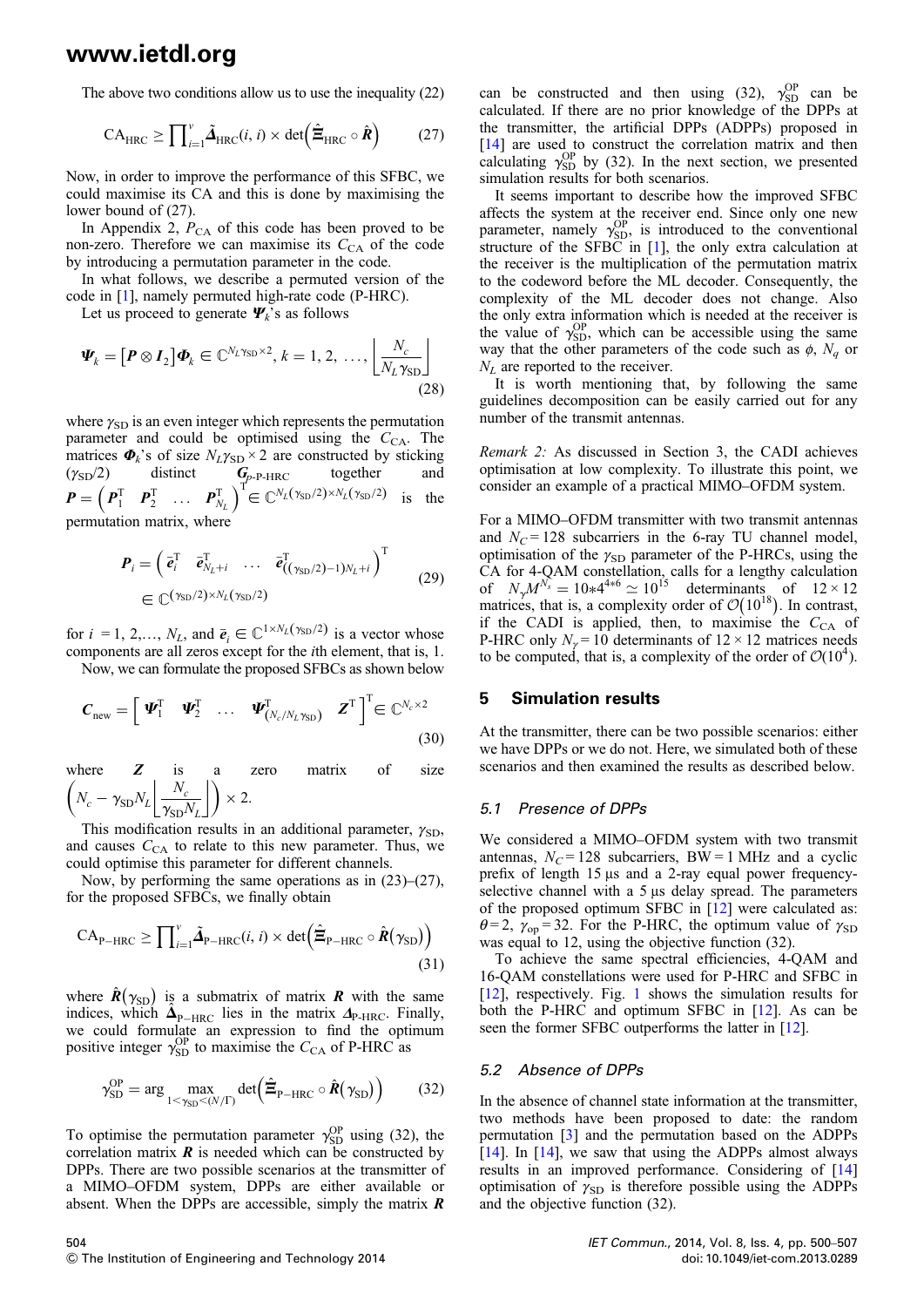The above two conditions allow us to use the inequality (22)

$$\mathrm{CA_{HRC}} \geq \prod_{i=1}^{\nu} \tilde{\boldsymbol{\Delta}}_{\mathrm{HRC}}(i, i) \times \det\left(\hat{\boldsymbol{\Xi}}_{\mathrm{HRC}} \circ \hat{\boldsymbol{R}}\right) \tag{27}$$

Now, in order to improve the performance of this SFBC, we could maximise its CA and this is done by maximising the lower bound of (27).

In Appendix 2, $P_{\mathrm{CA}}$ of this code has been proved to be non-zero. Therefore we can maximise its $C_{\mathrm{CA}}$ of the code by introducing a permutation parameter in the code.

In what follows, we describe a permuted version of the code in [1], namely permuted high-rate code (P-HRC).

Let us proceed to generate $\boldsymbol{\Psi}_k$'s as follows

$$\boldsymbol{\Psi}_k = \left[\boldsymbol{P} \otimes \boldsymbol{I}_2\right]\boldsymbol{\Phi}_k \in \mathbb{C}^{N_L\gamma_{\mathrm{SD}} \times 2}, k = 1, 2, \ldots, \left\lfloor \frac{N_c}{N_L\gamma_{\mathrm{SD}}} \right\rfloor \tag{28}$$

where $\gamma_{\mathrm{SD}}$ is an even integer which represents the permutation parameter and could be optimised using the $C_{\mathrm{CA}}$. The matrices $\boldsymbol{\Phi}_k$'s of size $N_L\gamma_{\mathrm{SD}} \times 2$ are constructed by sticking $(\gamma_{\mathrm{SD}}/2)$ distinct $\boldsymbol{G}_{p\text{-P-HRC}}$ together and $\boldsymbol{P} = \left(\boldsymbol{P}_1^{\mathrm{T}} \ \ \boldsymbol{P}_2^{\mathrm{T}} \ \ \ldots \ \ \boldsymbol{P}_{N_L}^{\mathrm{T}}\right)^{\mathrm{T}} \in \mathbb{C}^{N_L(\gamma_{\mathrm{SD}}/2) \times N_L(\gamma_{\mathrm{SD}}/2)}$ is the permutation matrix, where

$$\boldsymbol{P}_i = \left(\bar{\boldsymbol{e}}_i^{\mathrm{T}} \ \ \bar{\boldsymbol{e}}_{N_L+i}^{\mathrm{T}} \ \ \ldots \ \ \bar{\boldsymbol{e}}_{((\gamma_{\mathrm{SD}}/2)-1)N_L+i}^{\mathrm{T}}\right)^{\mathrm{T}} \in \mathbb{C}^{(\gamma_{\mathrm{SD}}/2) \times N_L(\gamma_{\mathrm{SD}}/2)} \tag{29}$$

for $i = 1, 2, \ldots, N_L$, and $\bar{\boldsymbol{e}}_i \in \mathbb{C}^{1 \times N_L(\gamma_{\mathrm{SD}}/2)}$ is a vector whose components are all zeros except for the $i$th element, that is, 1.

Now, we can formulate the proposed SFBCs as shown below

$$\boldsymbol{C}_{\mathrm{new}} = \left[\ \boldsymbol{\Psi}_1^{\mathrm{T}} \ \ \boldsymbol{\Psi}_2^{\mathrm{T}} \ \ \ldots \ \ \boldsymbol{\Psi}_{(N_c/N_L\gamma_{\mathrm{SD}})}^{\mathrm{T}} \ \ \boldsymbol{Z}^{\mathrm{T}}\ \right]^{\mathrm{T}} \in \mathbb{C}^{N_c \times 2} \tag{30}$$

where $\boldsymbol{Z}$ is a zero matrix of size $\left(N_c - \gamma_{\mathrm{SD}}N_L\left\lfloor \frac{N_c}{\gamma_{\mathrm{SD}}N_L}\right\rfloor\right) \times 2$.

This modification results in an additional parameter, $\gamma_{\mathrm{SD}}$, and causes $C_{\mathrm{CA}}$ to relate to this new parameter. Thus, we could optimise this parameter for different channels.

Now, by performing the same operations as in (23)–(27), for the proposed SFBCs, we finally obtain

$$\mathrm{CA_{P-HRC}} \geq \prod_{i=1}^{\nu} \tilde{\boldsymbol{\Delta}}_{\mathrm{P-HRC}}(i, i) \times \det\left(\hat{\boldsymbol{\Xi}}_{\mathrm{P-HRC}} \circ \hat{\boldsymbol{R}}(\gamma_{\mathrm{SD}})\right) \tag{31}$$

where $\hat{\boldsymbol{R}}(\gamma_{\mathrm{SD}})$ is a submatrix of matrix $\boldsymbol{R}$ with the same indices, which $\hat{\boldsymbol{\Delta}}_{\mathrm{P-HRC}}$ lies in the matrix $\boldsymbol{\Delta}_{\mathrm{P-HRC}}$. Finally, we could formulate an expression to find the optimum positive integer $\gamma_{\mathrm{SD}}^{\mathrm{OP}}$ to maximise the $C_{\mathrm{CA}}$ of P-HRC as

$$\gamma_{\mathrm{SD}}^{\mathrm{OP}} = \arg \max_{1<\gamma_{\mathrm{SD}}<(N/\Gamma)} \det\left(\hat{\boldsymbol{\Xi}}_{\mathrm{P-HRC}} \circ \hat{\boldsymbol{R}}(\gamma_{\mathrm{SD}})\right) \tag{32}$$

To optimise the permutation parameter $\gamma_{\mathrm{SD}}^{\mathrm{OP}}$ using (32), the correlation matrix $\boldsymbol{R}$ is needed which can be constructed by DPPs. There are two possible scenarios at the transmitter of a MIMO–OFDM system, DPPs are either available or absent. When the DPPs are accessible, simply the matrix $\boldsymbol{R}$ can be constructed and then using (32), $\gamma_{\mathrm{SD}}^{\mathrm{OP}}$ can be calculated. If there are no prior knowledge of the DPPs at the transmitter, the artificial DPPs (ADPPs) proposed in [14] are used to construct the correlation matrix and then calculating $\gamma_{\mathrm{SD}}^{\mathrm{OP}}$ by (32). In the next section, we presented simulation results for both scenarios.

It seems important to describe how the improved SFBC affects the system at the receiver end. Since only one new parameter, namely $\gamma_{\mathrm{SD}}^{\mathrm{OP}}$, is introduced to the conventional structure of the SFBC in [1], the only extra calculation at the receiver is the multiplication of the permutation matrix to the codeword before the ML decoder. Consequently, the complexity of the ML decoder does not change. Also the only extra information which is needed at the receiver is the value of $\gamma_{\mathrm{SD}}^{\mathrm{OP}}$, which can be accessible using the same way that the other parameters of the code such as $\phi$, $N_q$ or $N_L$ are reported to the receiver.

It is worth mentioning that, by following the same guidelines decomposition can be easily carried out for any number of the transmit antennas.

*Remark 2:* As discussed in Section 3, the CADI achieves optimisation at low complexity. To illustrate this point, we consider an example of a practical MIMO–OFDM system.

For a MIMO–OFDM transmitter with two transmit antennas and $N_C = 128$ subcarriers in the 6-ray TU channel model, optimisation of the $\gamma_{\mathrm{SD}}$ parameter of the P-HRCs, using the CA for 4-QAM constellation, calls for a lengthy calculation of $N_\gamma M^{N_s} = 10{*}4^{4{*}6} \simeq 10^{15}$ determinants of $12 \times 12$ matrices, that is, a complexity order of $\mathcal{O}(10^{18})$. In contrast, if the CADI is applied, then, to maximise the $C_{\mathrm{CA}}$ of P-HRC only $N_\gamma = 10$ determinants of $12 \times 12$ matrices needs to be computed, that is, a complexity of the order of $\mathcal{O}(10^4)$.

## 5 Simulation results

At the transmitter, there can be two possible scenarios: either we have DPPs or we do not. Here, we simulated both of these scenarios and then examined the results as described below.

### 5.1 Presence of DPPs

We considered a MIMO–OFDM system with two transmit antennas, $N_C = 128$ subcarriers, BW = 1 MHz and a cyclic prefix of length 15 µs and a 2-ray equal power frequency-selective channel with a 5 µs delay spread. The parameters of the proposed optimum SFBC in [12] were calculated as: $\theta = 2$, $\gamma_{\mathrm{op}} = 32$. For the P-HRC, the optimum value of $\gamma_{\mathrm{SD}}$ was equal to 12, using the objective function (32).

To achieve the same spectral efficiencies, 4-QAM and 16-QAM constellations were used for P-HRC and SFBC in [12], respectively. Fig. 1 shows the simulation results for both the P-HRC and optimum SFBC in [12]. As can be seen the former SFBC outperforms the latter in [12].

### 5.2 Absence of DPPs

In the absence of channel state information at the transmitter, two methods have been proposed to date: the random permutation [3] and the permutation based on the ADPPs [14]. In [14], we saw that using the ADPPs almost always results in an improved performance. Considering of [14] optimisation of $\gamma_{\mathrm{SD}}$ is therefore possible using the ADPPs and the objective function (32).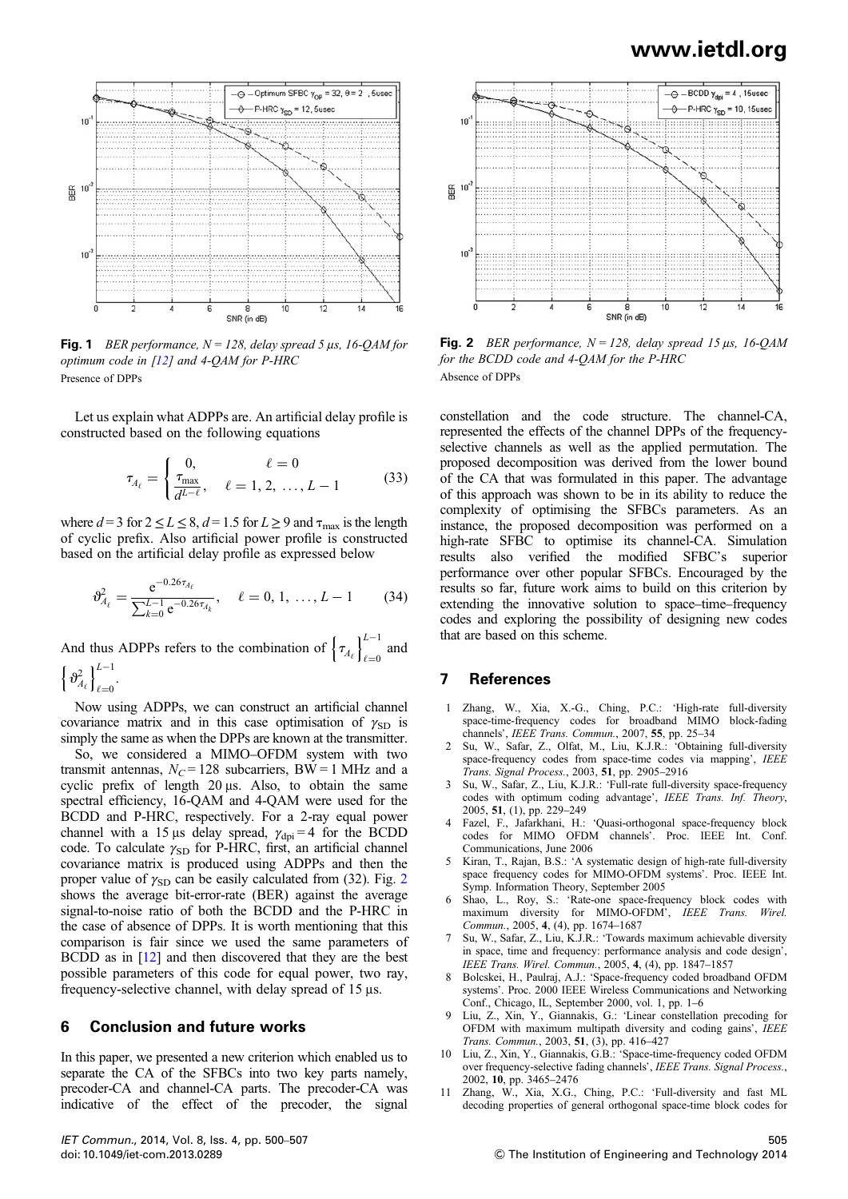**Fig. 1** *BER performance, N = 128, delay spread 5 μs, 16-QAM for optimum code in [12] and 4-QAM for P-HRC*
Presence of DPPs

**Fig. 2** *BER performance, N = 128, delay spread 15 μs, 16-QAM for the BCDD code and 4-QAM for the P-HRC*
Absence of DPPs

Let us explain what ADPPs are. An artificial delay profile is constructed based on the following equations

$$\tau_{A_\ell} = \begin{cases} 0, & \ell = 0 \\ \dfrac{\tau_{\max}}{d^{L-\ell}}, & \ell = 1, 2, \ldots, L-1 \end{cases} \tag{33}$$

where $d = 3$ for $2 \le L \le 8$, $d = 1.5$ for $L \ge 9$ and $\tau_{\max}$ is the length of cyclic prefix. Also artificial power profile is constructed based on the artificial delay profile as expressed below

$$\vartheta^2_{A_\ell} = \frac{e^{-0.26\tau_{A_\ell}}}{\sum_{k=0}^{L-1} e^{-0.26\tau_{A_k}}}, \quad \ell = 0, 1, \ldots, L-1 \tag{34}$$

And thus ADPPs refers to the combination of $\left\{\tau_{A_\ell}\right\}_{\ell=0}^{L-1}$ and $\left\{\vartheta^2_{A_\ell}\right\}_{\ell=0}^{L-1}$.

Now using ADPPs, we can construct an artificial channel covariance matrix and in this case optimisation of $\gamma_{SD}$ is simply the same as when the DPPs are known at the transmitter.

So, we considered a MIMO–OFDM system with two transmit antennas, $N_C = 128$ subcarriers, BW = 1 MHz and a cyclic prefix of length 20 μs. Also, to obtain the same spectral efficiency, 16-QAM and 4-QAM were used for the BCDD and P-HRC, respectively. For a 2-ray equal power channel with a 15 μs delay spread, $\gamma_{dpi} = 4$ for the BCDD code. To calculate $\gamma_{SD}$ for P-HRC, first, an artificial channel covariance matrix is produced using ADPPs and then the proper value of $\gamma_{SD}$ can be easily calculated from (32). Fig. 2 shows the average bit-error-rate (BER) against the average signal-to-noise ratio of both the BCDD and the P-HRC in the case of absence of DPPs. It is worth mentioning that this comparison is fair since we used the same parameters of BCDD as in [12] and then discovered that they are the best possible parameters of this code for equal power, two ray, frequency-selective channel, with delay spread of 15 μs.

## 6 Conclusion and future works

In this paper, we presented a new criterion which enabled us to separate the CA of the SFBCs into two key parts namely, precoder-CA and channel-CA parts. The precoder-CA was indicative of the effect of the precoder, the signal constellation and the code structure. The channel-CA, represented the effects of the channel DPPs of the frequency-selective channels as well as the applied permutation. The proposed decomposition was derived from the lower bound of the CA that was formulated in this paper. The advantage of this approach was shown to be in its ability to reduce the complexity of optimising the SFBCs parameters. As an instance, the proposed decomposition was performed on a high-rate SFBC to optimise its channel-CA. Simulation results also verified the modified SFBC's superior performance over other popular SFBCs. Encouraged by the results so far, future work aims to build on this criterion by extending the innovative solution to space–time–frequency codes and exploring the possibility of designing new codes that are based on this scheme.

## 7 References

1. Zhang, W., Xia, X.-G., Ching, P.C.: 'High-rate full-diversity space-time-frequency codes for broadband MIMO block-fading channels', *IEEE Trans. Commun.*, 2007, **55**, pp. 25–34
2. Su, W., Safar, Z., Olfat, M., Liu, K.J.R.: 'Obtaining full-diversity space-frequency codes from space-time codes via mapping', *IEEE Trans. Signal Process.*, 2003, **51**, pp. 2905–2916
3. Su, W., Safar, Z., Liu, K.J.R.: 'Full-rate full-diversity space-frequency codes with optimum coding advantage', *IEEE Trans. Inf. Theory*, 2005, **51**, (1), pp. 229–249
4. Fazel, F., Jafarkhani, H.: 'Quasi-orthogonal space-frequency block codes for MIMO OFDM channels'. Proc. IEEE Int. Conf. Communications, June 2006
5. Kiran, T., Rajan, B.S.: 'A systematic design of high-rate full-diversity space frequency codes for MIMO-OFDM systems'. Proc. IEEE Int. Symp. Information Theory, September 2005
6. Shao, L., Roy, S.: 'Rate-one space-frequency block codes with maximum diversity for MIMO-OFDM', *IEEE Trans. Wirel. Commun.*, 2005, **4**, (4), pp. 1674–1687
7. Su, W., Safar, Z., Liu, K.J.R.: 'Towards maximum achievable diversity in space, time and frequency: performance analysis and code design', *IEEE Trans. Wirel. Commun.*, 2005, **4**, (4), pp. 1847–1857
8. Bolcskei, H., Paulraj, A.J.: 'Space-frequency coded broadband OFDM systems'. Proc. 2000 IEEE Wireless Communications and Networking Conf., Chicago, IL, September 2000, vol. 1, pp. 1–6
9. Liu, Z., Xin, Y., Giannakis, G.: 'Linear constellation precoding for OFDM with maximum multipath diversity and coding gains', *IEEE Trans. Commun.*, 2003, **51**, (3), pp. 416–427
10. Liu, Z., Xin, Y., Giannakis, G.B.: 'Space-time-frequency coded OFDM over frequency-selective fading channels', *IEEE Trans. Signal Process.*, 2002, **10**, pp. 3465–2476
11. Zhang, W., Xia, X.G., Ching, P.C.: 'Full-diversity and fast ML decoding properties of general orthogonal space-time block codes for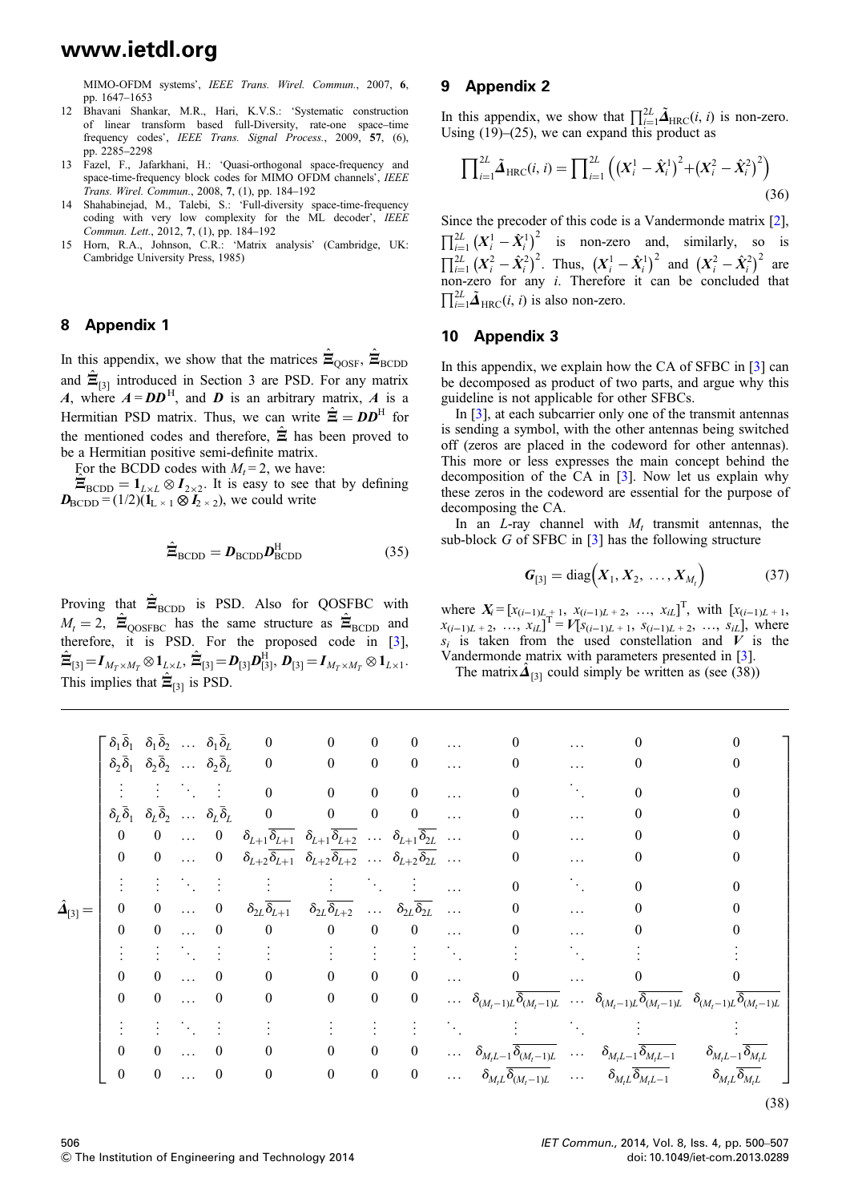MIMO-OFDM systems', *IEEE Trans. Wirel. Commun.*, 2007, 6, pp. 1647–1653

12 Bhavani Shankar, M.R., Hari, K.V.S.: 'Systematic construction of linear transform based full-Diversity, rate-one space–time frequency codes', *IEEE Trans. Signal Process.*, 2009, 57, (6), pp. 2285–2298

13 Fazel, F., Jafarkhani, H.: 'Quasi-orthogonal space-frequency and space-time-frequency block codes for MIMO OFDM channels', *IEEE Trans. Wirel. Commun.*, 2008, 7, (1), pp. 184–192

14 Shahabinejad, M., Talebi, S.: 'Full-diversity space-time-frequency coding with very low complexity for the ML decoder', *IEEE Commun. Lett.*, 2012, 7, (1), pp. 184–192

15 Horn, R.A., Johnson, C.R.: 'Matrix analysis' (Cambridge, UK: Cambridge University Press, 1985)

## 8 Appendix 1

In this appendix, we show that the matrices $\hat{\boldsymbol{\Xi}}_{\text{QOSF}}$, $\hat{\boldsymbol{\Xi}}_{\text{BCDD}}$ and $\hat{\boldsymbol{\Xi}}_{[3]}$ introduced in Section 3 are PSD. For any matrix $\boldsymbol{A}$, where $\boldsymbol{A} = \boldsymbol{D}\boldsymbol{D}^{\text{H}}$, and $\boldsymbol{D}$ is an arbitrary matrix, $\boldsymbol{A}$ is a Hermitian PSD matrix. Thus, we can write $\hat{\boldsymbol{\Xi}} = \boldsymbol{D}\boldsymbol{D}^{\text{H}}$ for the mentioned codes and therefore, $\hat{\boldsymbol{\Xi}}$ has been proved to be a Hermitian positive semi-definite matrix.

For the BCDD codes with $M_t = 2$, we have: $\hat{\boldsymbol{\Xi}}_{\text{BCDD}} = \boldsymbol{1}_{L\times L} \otimes \boldsymbol{I}_{2\times 2}$. It is easy to see that by defining $\boldsymbol{D}_{\text{BCDD}} = (1/2)(\boldsymbol{1}_{L\times 1} \otimes \boldsymbol{I}_{2\times 2})$, we could write

$$\hat{\boldsymbol{\Xi}}_{\text{BCDD}} = \boldsymbol{D}_{\text{BCDD}}\boldsymbol{D}_{\text{BCDD}}^{\text{H}} \tag{35}$$

Proving that $\hat{\boldsymbol{\Xi}}_{\text{BCDD}}$ is PSD. Also for QOSFBC with $M_t = 2$, $\hat{\boldsymbol{\Xi}}_{\text{QOSFBC}}$ has the same structure as $\hat{\boldsymbol{\Xi}}_{\text{BCDD}}$ and therefore, it is PSD. For the proposed code in [3], $\hat{\boldsymbol{\Xi}}_{[3]} = \boldsymbol{I}_{M_T\times M_T} \otimes \boldsymbol{1}_{L\times L}$, $\hat{\boldsymbol{\Xi}}_{[3]} = \boldsymbol{D}_{[3]}\boldsymbol{D}_{[3]}^{\text{H}}$, $\boldsymbol{D}_{[3]} = \boldsymbol{I}_{M_T\times M_T} \otimes \boldsymbol{1}_{L\times 1}$. This implies that $\hat{\boldsymbol{\Xi}}_{[3]}$ is PSD.

## 9 Appendix 2

In this appendix, we show that $\prod_{i=1}^{2L} \tilde{\boldsymbol{\Delta}}_{\text{HRC}}(i, i)$ is non-zero. Using (19)–(25), we can expand this product as

$$\prod_{i=1}^{2L} \tilde{\boldsymbol{\Delta}}_{\text{HRC}}(i, i) = \prod_{i=1}^{2L} \left( \left(\boldsymbol{X}_i^1 - \hat{\boldsymbol{X}}_i^1\right)^2 + \left(\boldsymbol{X}_i^2 - \hat{\boldsymbol{X}}_i^2\right)^2 \right) \tag{36}$$

Since the precoder of this code is a Vandermonde matrix [2], $\prod_{i=1}^{2L} \left(\boldsymbol{X}_i^1 - \hat{\boldsymbol{X}}_i^1\right)^2$ is non-zero and, similarly, so is $\prod_{i=1}^{2L} \left(\boldsymbol{X}_i^2 - \hat{\boldsymbol{X}}_i^2\right)^2$. Thus, $\left(\boldsymbol{X}_i^1 - \hat{\boldsymbol{X}}_i^1\right)^2$ and $\left(\boldsymbol{X}_i^2 - \hat{\boldsymbol{X}}_i^2\right)^2$ are non-zero for any $i$. Therefore it can be concluded that $\prod_{i=1}^{2L} \tilde{\boldsymbol{\Delta}}_{\text{HRC}}(i, i)$ is also non-zero.

## 10 Appendix 3

In this appendix, we explain how the CA of SFBC in [3] can be decomposed as product of two parts, and argue why this guideline is not applicable for other SFBCs.

In [3], at each subcarrier only one of the transmit antennas is sending a symbol, with the other antennas being switched off (zeros are placed in the codeword for other antennas). This more or less expresses the main concept behind the decomposition of the CA in [3]. Now let us explain why these zeros in the codeword are essential for the purpose of decomposing the CA.

In an $L$-ray channel with $M_t$ transmit antennas, the sub-block $G$ of SFBC in [3] has the following structure

$$\boldsymbol{G}_{[3]} = \text{diag}\left(\boldsymbol{X}_1, \boldsymbol{X}_2, \ldots, \boldsymbol{X}_{M_t}\right) \tag{37}$$

where $\boldsymbol{X}_i = [x_{(i-1)L+1}, x_{(i-1)L+2}, \ldots, x_{iL}]^{\text{T}}$, with $[x_{(i-1)L+1}, x_{(i-1)L+2}, \ldots, x_{iL}]^{\text{T}} = \boldsymbol{V}[s_{(i-1)L+1}, s_{(i-1)L+2}, \ldots, s_{iL}]$, where $s_i$ is taken from the used constellation and $\boldsymbol{V}$ is the Vandermonde matrix with parameters presented in [3].

The matrix $\hat{\boldsymbol{\Delta}}_{[3]}$ could simply be written as (see (38))

$$\hat{\boldsymbol{\Delta}}_{[3]} = \begin{bmatrix}
\delta_1\bar{\delta}_1 & \delta_1\bar{\delta}_2 & \ldots & \delta_1\bar{\delta}_L & 0 & 0 & 0 & 0 & \ldots & 0 & \ldots & 0 & 0 \\
\delta_2\bar{\delta}_1 & \delta_2\bar{\delta}_2 & \ldots & \delta_2\bar{\delta}_L & 0 & 0 & 0 & 0 & \ldots & 0 & \ldots & 0 & 0 \\
\vdots & \vdots & \ddots & \vdots & 0 & 0 & 0 & 0 & \ldots & 0 & \ddots & 0 & 0 \\
\delta_L\bar{\delta}_1 & \delta_L\bar{\delta}_2 & \ldots & \delta_L\bar{\delta}_L & 0 & 0 & 0 & 0 & \ldots & 0 & \ldots & 0 & 0 \\
0 & 0 & \ldots & 0 & \delta_{L+1}\overline{\delta_{L+1}} & \delta_{L+1}\overline{\delta_{L+2}} & \ldots & \delta_{L+1}\overline{\delta_{2L}} & \ldots & 0 & \ldots & 0 & 0 \\
0 & 0 & \ldots & 0 & \delta_{L+2}\overline{\delta_{L+1}} & \delta_{L+2}\overline{\delta_{L+2}} & \ldots & \delta_{L+2}\overline{\delta_{2L}} & \ldots & 0 & \ldots & 0 & 0 \\
\vdots & \vdots & \ddots & \vdots & \vdots & \vdots & \ddots & \vdots & \ldots & 0 & \ddots & 0 & 0 \\
0 & 0 & \ldots & 0 & \delta_{2L}\overline{\delta_{L+1}} & \delta_{2L}\overline{\delta_{L+2}} & \ldots & \delta_{2L}\overline{\delta_{2L}} & \ldots & 0 & \ldots & 0 & 0 \\
0 & 0 & \ldots & 0 & 0 & 0 & 0 & 0 & \ldots & 0 & \ldots & 0 & 0 \\
\vdots & \vdots & \ddots & \vdots & \vdots & \vdots & \vdots & \vdots & \ddots & \vdots & \ddots & \vdots & \vdots \\
0 & 0 & \ldots & 0 & 0 & 0 & 0 & 0 & \ldots & 0 & \ldots & 0 & 0 \\
0 & 0 & \ldots & 0 & 0 & 0 & 0 & 0 & \ldots & \delta_{(M_t-1)L}\overline{\delta_{(M_t-1)L}} & \ldots & \delta_{(M_t-1)L}\overline{\delta_{(M_t-1)L}} & \delta_{(M_t-1)L}\overline{\delta_{(M_t-1)L}} \\
\vdots & \vdots & \ddots & \vdots & \vdots & \vdots & \vdots & \vdots & \ddots & \vdots & \ddots & \vdots & \vdots \\
0 & 0 & \ldots & 0 & 0 & 0 & 0 & 0 & \ldots & \delta_{M_tL-1}\overline{\delta_{(M_t-1)L}} & \ldots & \delta_{M_tL-1}\overline{\delta_{M_tL-1}} & \delta_{M_tL-1}\overline{\delta_{M_tL}} \\
0 & 0 & \ldots & 0 & 0 & 0 & 0 & 0 & \ldots & \delta_{M_tL}\overline{\delta_{(M_t-1)L}} & \ldots & \delta_{M_tL}\overline{\delta_{M_tL-1}} & \delta_{M_tL}\overline{\delta_{M_tL}}
\end{bmatrix} \tag{38}$$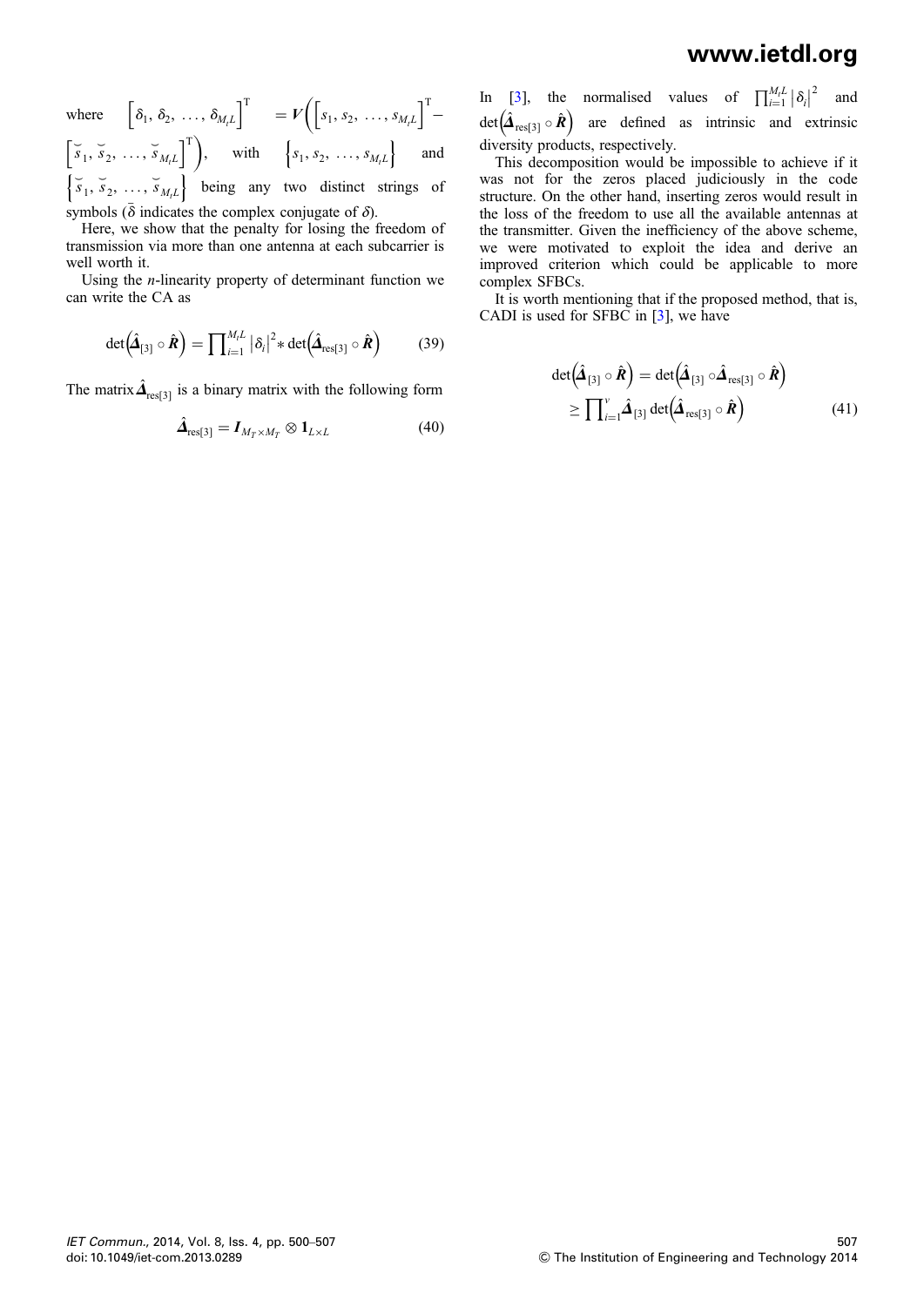where $\left[\delta_1, \delta_2, \ldots, \delta_{M_tL}\right]^{\mathrm{T}} = \boldsymbol{V}\left(\left[s_1, s_2, \ldots, s_{M_tL}\right]^{\mathrm{T}} - \left[\breve{s}_1, \breve{s}_2, \ldots, \breve{s}_{M_tL}\right]^{\mathrm{T}}\right)$, with $\left\{s_1, s_2, \ldots, s_{M_tL}\right\}$ and $\left\{\breve{s}_1, \breve{s}_2, \ldots, \breve{s}_{M_tL}\right\}$ being any two distinct strings of symbols ($\bar{\delta}$ indicates the complex conjugate of $\delta$).

Here, we show that the penalty for losing the freedom of transmission via more than one antenna at each subcarrier is well worth it.

Using the *n*-linearity property of determinant function we can write the CA as

$$\det\left(\hat{\boldsymbol{\Delta}}_{[3]} \circ \hat{\boldsymbol{R}}\right) = \prod_{i=1}^{M_tL} \left|\delta_i\right|^2 * \det\left(\hat{\boldsymbol{\Delta}}_{\mathrm{res}[3]} \circ \hat{\boldsymbol{R}}\right) \tag{39}$$

The matrix $\hat{\boldsymbol{\Delta}}_{\mathrm{res}[3]}$ is a binary matrix with the following form

$$\hat{\boldsymbol{\Delta}}_{\mathrm{res}[3]} = \boldsymbol{I}_{M_T \times M_T} \otimes \mathbf{1}_{L \times L} \tag{40}$$

In [3], the normalised values of $\prod_{i=1}^{M_tL} \left|\delta_i\right|^2$ and $\det\left(\hat{\boldsymbol{\Delta}}_{\mathrm{res}[3]} \circ \hat{\boldsymbol{R}}\right)$ are defined as intrinsic and extrinsic diversity products, respectively.

This decomposition would be impossible to achieve if it was not for the zeros placed judiciously in the code structure. On the other hand, inserting zeros would result in the loss of the freedom to use all the available antennas at the transmitter. Given the inefficiency of the above scheme, we were motivated to exploit the idea and derive an improved criterion which could be applicable to more complex SFBCs.

It is worth mentioning that if the proposed method, that is, CADI is used for SFBC in [3], we have

$$\begin{aligned}\det\left(\hat{\boldsymbol{\Delta}}_{[3]} \circ \hat{\boldsymbol{R}}\right) &= \det\left(\hat{\boldsymbol{\Delta}}_{[3]} \circ \hat{\boldsymbol{\Delta}}_{\mathrm{res}[3]} \circ \hat{\boldsymbol{R}}\right) \\ &\geq \prod_{i=1}^{v} \hat{\boldsymbol{\Delta}}_{[3]} \det\left(\hat{\boldsymbol{\Delta}}_{\mathrm{res}[3]} \circ \hat{\boldsymbol{R}}\right)\end{aligned} \tag{41}$$